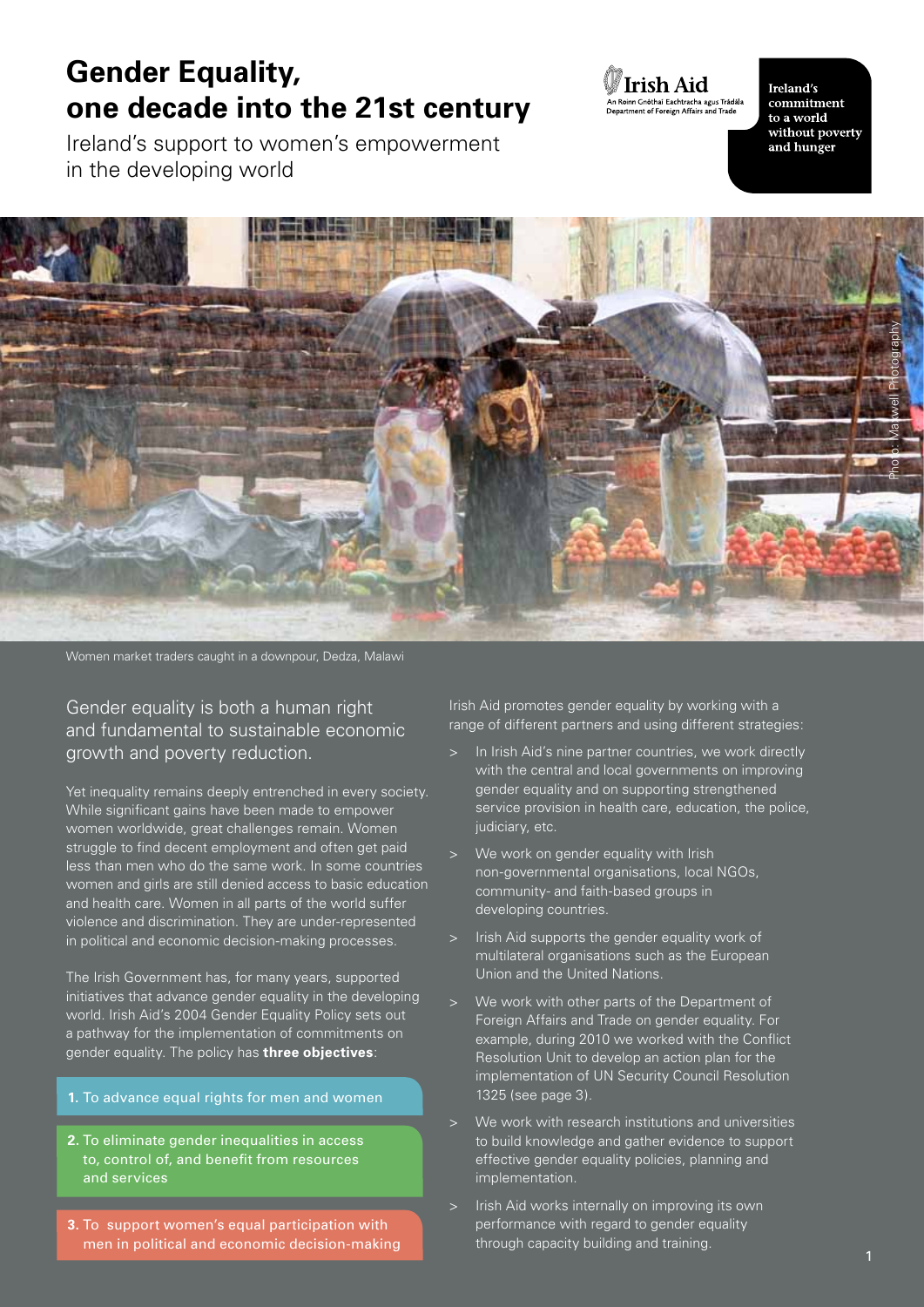# Gender Equality, one decade into the 21st century

Ireland's support to women's empowerment in the developing world

Irish Aid
An Roinn Gnóthaí Eachtracha agus Trádála
Department of Foreign Affairs and Trade

Ireland's commitment to a world without poverty and hunger

Photo: Maxwell Photography

Women market traders caught in a downpour, Dedza, Malawi

Gender equality is both a human right and fundamental to sustainable economic growth and poverty reduction.

Yet inequality remains deeply entrenched in every society. While significant gains have been made to empower women worldwide, great challenges remain. Women struggle to find decent employment and often get paid less than men who do the same work. In some countries women and girls are still denied access to basic education and health care. Women in all parts of the world suffer violence and discrimination. They are under-represented in political and economic decision-making processes.

The Irish Government has, for many years, supported initiatives that advance gender equality in the developing world. Irish Aid's 2004 Gender Equality Policy sets out a pathway for the implementation of commitments on gender equality. The policy has **three objectives**:

1. To advance equal rights for men and women
2. To eliminate gender inequalities in access to, control of, and benefit from resources and services
3. To support women's equal participation with men in political and economic decision-making

Irish Aid promotes gender equality by working with a range of different partners and using different strategies:

- In Irish Aid's nine partner countries, we work directly with the central and local governments on improving gender equality and on supporting strengthened service provision in health care, education, the police, judiciary, etc.
- We work on gender equality with Irish non-governmental organisations, local NGOs, community- and faith-based groups in developing countries.
- Irish Aid supports the gender equality work of multilateral organisations such as the European Union and the United Nations.
- We work with other parts of the Department of Foreign Affairs and Trade on gender equality. For example, during 2010 we worked with the Conflict Resolution Unit to develop an action plan for the implementation of UN Security Council Resolution 1325 (see page 3).
- We work with research institutions and universities to build knowledge and gather evidence to support effective gender equality policies, planning and implementation.
- Irish Aid works internally on improving its own performance with regard to gender equality through capacity building and training.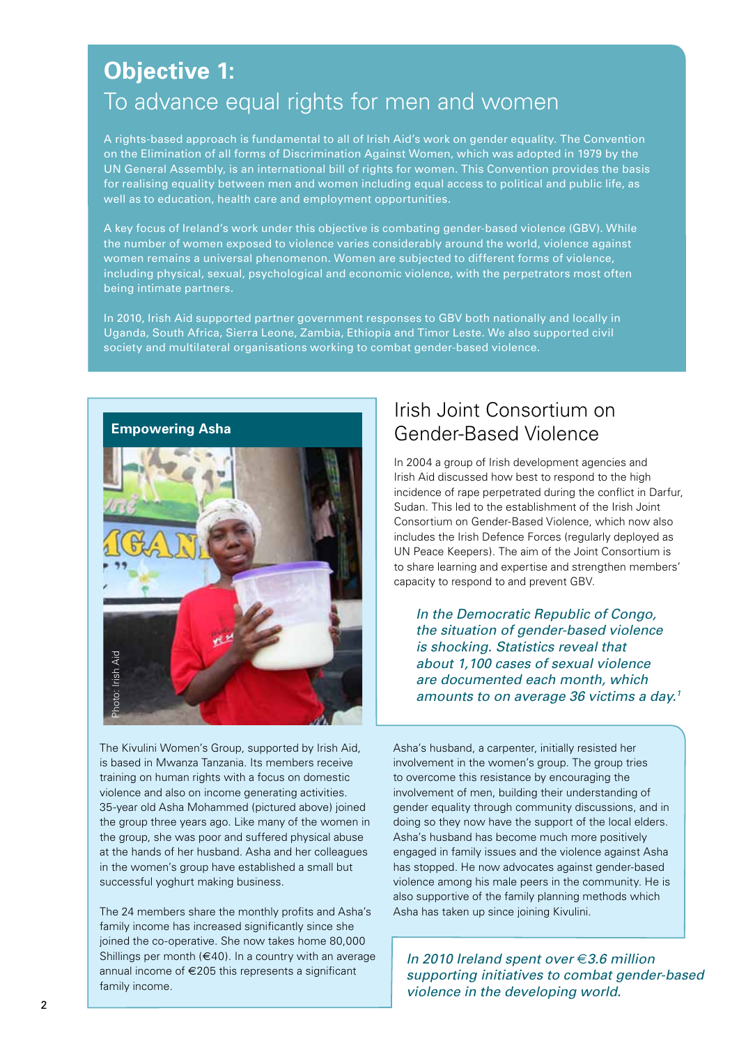# Objective 1:
## To advance equal rights for men and women

A rights-based approach is fundamental to all of Irish Aid's work on gender equality. The Convention on the Elimination of all forms of Discrimination Against Women, which was adopted in 1979 by the UN General Assembly, is an international bill of rights for women. This Convention provides the basis for realising equality between men and women including equal access to political and public life, as well as to education, health care and employment opportunities.

A key focus of Ireland's work under this objective is combating gender-based violence (GBV). While the number of women exposed to violence varies considerably around the world, violence against women remains a universal phenomenon. Women are subjected to different forms of violence, including physical, sexual, psychological and economic violence, with the perpetrators most often being intimate partners.

In 2010, Irish Aid supported partner government responses to GBV both nationally and locally in Uganda, South Africa, Sierra Leone, Zambia, Ethiopia and Timor Leste. We also supported civil society and multilateral organisations working to combat gender-based violence.

### Empowering Asha

Photo: Irish Aid

The Kivulini Women's Group, supported by Irish Aid, is based in Mwanza Tanzania. Its members receive training on human rights with a focus on domestic violence and also on income generating activities. 35-year old Asha Mohammed (pictured above) joined the group three years ago. Like many of the women in the group, she was poor and suffered physical abuse at the hands of her husband. Asha and her colleagues in the women's group have established a small but successful yoghurt making business.

The 24 members share the monthly profits and Asha's family income has increased significantly since she joined the co-operative. She now takes home 80,000 Shillings per month (€40). In a country with an average annual income of €205 this represents a significant family income.

Asha's husband, a carpenter, initially resisted her involvement in the women's group. The group tries to overcome this resistance by encouraging the involvement of men, building their understanding of gender equality through community discussions, and in doing so they now have the support of the local elders. Asha's husband has become much more positively engaged in family issues and the violence against Asha has stopped. He now advocates against gender-based violence among his male peers in the community. He is also supportive of the family planning methods which Asha has taken up since joining Kivulini.

## Irish Joint Consortium on Gender-Based Violence

In 2004 a group of Irish development agencies and Irish Aid discussed how best to respond to the high incidence of rape perpetrated during the conflict in Darfur, Sudan. This led to the establishment of the Irish Joint Consortium on Gender-Based Violence, which now also includes the Irish Defence Forces (regularly deployed as UN Peace Keepers). The aim of the Joint Consortium is to share learning and expertise and strengthen members' capacity to respond to and prevent GBV.

*In the Democratic Republic of Congo, the situation of gender-based violence is shocking. Statistics reveal that about 1,100 cases of sexual violence are documented each month, which amounts to on average 36 victims a day.*[1]

*In 2010 Ireland spent over €3.6 million supporting initiatives to combat gender-based violence in the developing world.*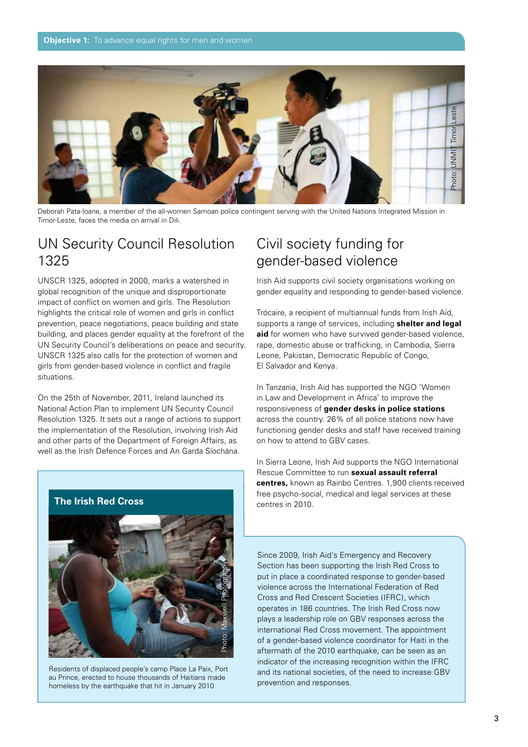**Objective 1:** To advance equal rights for men and women

Photo: UNMIT Timor Leste

Deborah Pata-Ioane, a member of the all-women Samoan police contingent serving with the United Nations Integrated Mission in Timor-Leste, faces the media on arrival in Dili.

## UN Security Council Resolution 1325

UNSCR 1325, adopted in 2000, marks a watershed in global recognition of the unique and disproportionate impact of conflict on women and girls. The Resolution highlights the critical role of women and girls in conflict prevention, peace negotiations, peace building and state building, and places gender equality at the forefront of the UN Security Council's deliberations on peace and security. UNSCR 1325 also calls for the protection of women and girls from gender-based violence in conflict and fragile situations.

On the 25th of November, 2011, Ireland launched its National Action Plan to implement UN Security Council Resolution 1325. It sets out a range of actions to support the implementation of the Resolution, involving Irish Aid and other parts of the Department of Foreign Affairs, as well as the Irish Defence Forces and An Garda Síochána.

## Civil society funding for gender-based violence

Irish Aid supports civil society organisations working on gender equality and responding to gender-based violence.

Trócaire, a recipient of multiannual funds from Irish Aid, supports a range of services, including **shelter and legal aid** for women who have survived gender-based violence, rape, domestic abuse or trafficking, in Cambodia, Sierra Leone, Pakistan, Democratic Republic of Congo, El Salvador and Kenya.

In Tanzania, Irish Aid has supported the NGO 'Women in Law and Development in Africa' to improve the responsiveness of **gender desks in police stations** across the country. 26% of all police stations now have functioning gender desks and staff have received training on how to attend to GBV cases.

In Sierra Leone, Irish Aid supports the NGO International Rescue Committee to run **sexual assault referral centres,** known as Rainbo Centres. 1,900 clients received free psycho-social, medical and legal services at these centres in 2010.

### The Irish Red Cross

Photo: Maxwell Photography

Residents of displaced people's camp Place La Paix, Port au Prince, erected to house thousands of Haitians made homeless by the earthquake that hit in January 2010

Since 2009, Irish Aid's Emergency and Recovery Section has been supporting the Irish Red Cross to put in place a coordinated response to gender-based violence across the International Federation of Red Cross and Red Crescent Societies (IFRC), which operates in 186 countries. The Irish Red Cross now plays a leadership role on GBV responses across the international Red Cross movement. The appointment of a gender-based violence coordinator for Haiti in the aftermath of the 2010 earthquake, can be seen as an indicator of the increasing recognition within the IFRC and its national societies, of the need to increase GBV prevention and responses.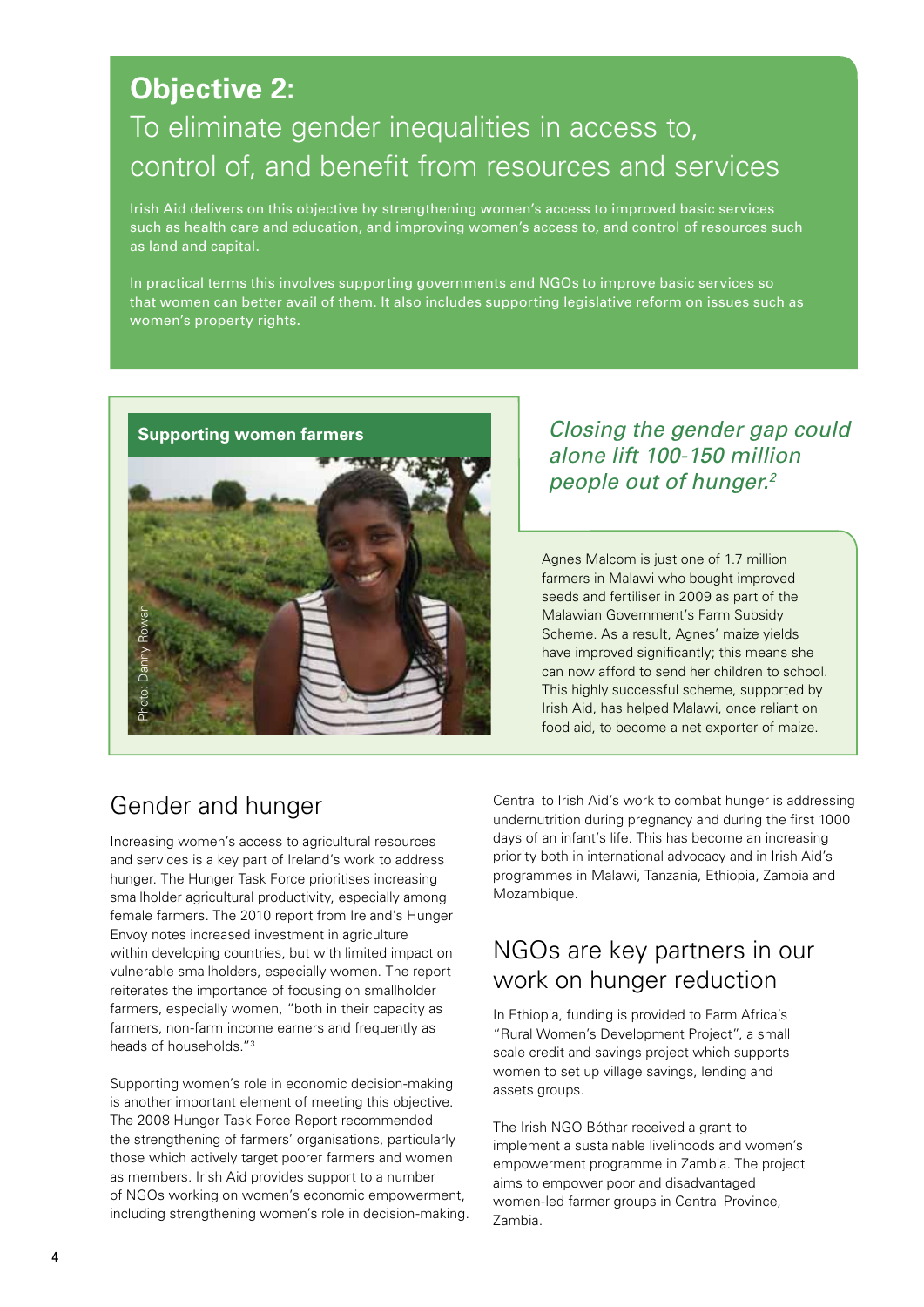## Objective 2:
## To eliminate gender inequalities in access to, control of, and benefit from resources and services

Irish Aid delivers on this objective by strengthening women's access to improved basic services such as health care and education, and improving women's access to, and control of resources such as land and capital.

In practical terms this involves supporting governments and NGOs to improve basic services so that women can better avail of them. It also includes supporting legislative reform on issues such as women's property rights.

**Supporting women farmers**

Photo: Danny Rowan

*Closing the gender gap could alone lift 100-150 million people out of hunger.*[2]

Agnes Malcom is just one of 1.7 million farmers in Malawi who bought improved seeds and fertiliser in 2009 as part of the Malawian Government's Farm Subsidy Scheme. As a result, Agnes' maize yields have improved significantly; this means she can now afford to send her children to school. This highly successful scheme, supported by Irish Aid, has helped Malawi, once reliant on food aid, to become a net exporter of maize.

## Gender and hunger

Increasing women's access to agricultural resources and services is a key part of Ireland's work to address hunger. The Hunger Task Force prioritises increasing smallholder agricultural productivity, especially among female farmers. The 2010 report from Ireland's Hunger Envoy notes increased investment in agriculture within developing countries, but with limited impact on vulnerable smallholders, especially women. The report reiterates the importance of focusing on smallholder farmers, especially women, "both in their capacity as farmers, non-farm income earners and frequently as heads of households."[3]

Supporting women's role in economic decision-making is another important element of meeting this objective. The 2008 Hunger Task Force Report recommended the strengthening of farmers' organisations, particularly those which actively target poorer farmers and women as members. Irish Aid provides support to a number of NGOs working on women's economic empowerment, including strengthening women's role in decision-making.

Central to Irish Aid's work to combat hunger is addressing undernutrition during pregnancy and during the first 1000 days of an infant's life. This has become an increasing priority both in international advocacy and in Irish Aid's programmes in Malawi, Tanzania, Ethiopia, Zambia and Mozambique.

## NGOs are key partners in our work on hunger reduction

In Ethiopia, funding is provided to Farm Africa's "Rural Women's Development Project", a small scale credit and savings project which supports women to set up village savings, lending and assets groups.

The Irish NGO Bóthar received a grant to implement a sustainable livelihoods and women's empowerment programme in Zambia. The project aims to empower poor and disadvantaged women-led farmer groups in Central Province, Zambia.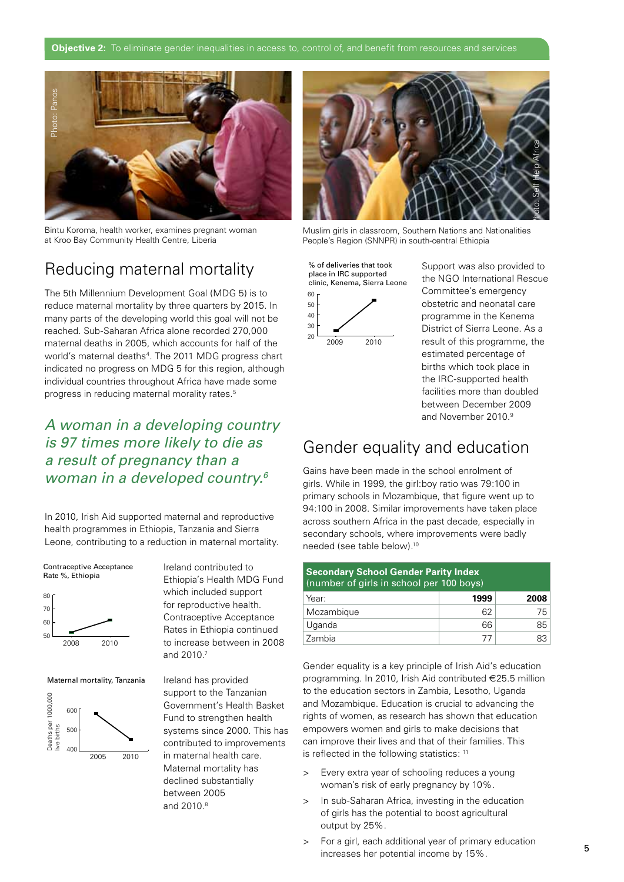**Objective 2:** To eliminate gender inequalities in access to, control of, and benefit from resources and services

Photo: Panos

Bintu Koroma, health worker, examines pregnant woman at Kroo Bay Community Health Centre, Liberia

Photo: Self Help Africa

Muslim girls in classroom, Southern Nations and Nationalities People's Region (SNNPR) in south-central Ethiopia

## Reducing maternal mortality

The 5th Millennium Development Goal (MDG 5) is to reduce maternal mortality by three quarters by 2015. In many parts of the developing world this goal will not be reached. Sub-Saharan Africa alone recorded 270,000 maternal deaths in 2005, which accounts for half of the world's maternal deaths[4]. The 2011 MDG progress chart indicated no progress on MDG 5 for this region, although individual countries throughout Africa have made some progress in reducing maternal morality rates.[5]

*A woman in a developing country is 97 times more likely to die as a result of pregnancy than a woman in a developed country.[6]*

In 2010, Irish Aid supported maternal and reproductive health programmes in Ethiopia, Tanzania and Sierra Leone, contributing to a reduction in maternal mortality.

Contraceptive Acceptance Rate %, Ethiopia

Ireland contributed to Ethiopia's Health MDG Fund which included support for reproductive health. Contraceptive Acceptance Rates in Ethiopia continued to increase between in 2008 and 2010.[7]

Maternal mortality, Tanzania

Ireland has provided support to the Tanzanian Government's Health Basket Fund to strengthen health systems since 2000. This has contributed to improvements in maternal health care. Maternal mortality has declined substantially between 2005 and 2010.[8]

% of deliveries that took place in IRC supported clinic, Kenema, Sierra Leone

Support was also provided to the NGO International Rescue Committee's emergency obstetric and neonatal care programme in the Kenema District of Sierra Leone. As a result of this programme, the estimated percentage of births which took place in the IRC-supported health facilities more than doubled between December 2009 and November 2010.[9]

## Gender equality and education

Gains have been made in the school enrolment of girls. While in 1999, the girl:boy ratio was 79:100 in primary schools in Mozambique, that figure went up to 94:100 in 2008. Similar improvements have taken place across southern Africa in the past decade, especially in secondary schools, where improvements were badly needed (see table below).[10]

**Secondary School Gender Parity Index** (number of girls in school per 100 boys)

| Year: | 1999 | 2008 |
|---|---|---|
| Mozambique | 62 | 75 |
| Uganda | 66 | 85 |
| Zambia | 77 | 83 |

Gender equality is a key principle of Irish Aid's education programming. In 2010, Irish Aid contributed €25.5 million to the education sectors in Zambia, Lesotho, Uganda and Mozambique. Education is crucial to advancing the rights of women, as research has shown that education empowers women and girls to make decisions that can improve their lives and that of their families. This is reflected in the following statistics: [11]

- Every extra year of schooling reduces a young woman's risk of early pregnancy by 10%.
- In sub-Saharan Africa, investing in the education of girls has the potential to boost agricultural output by 25%.
- For a girl, each additional year of primary education increases her potential income by 15%.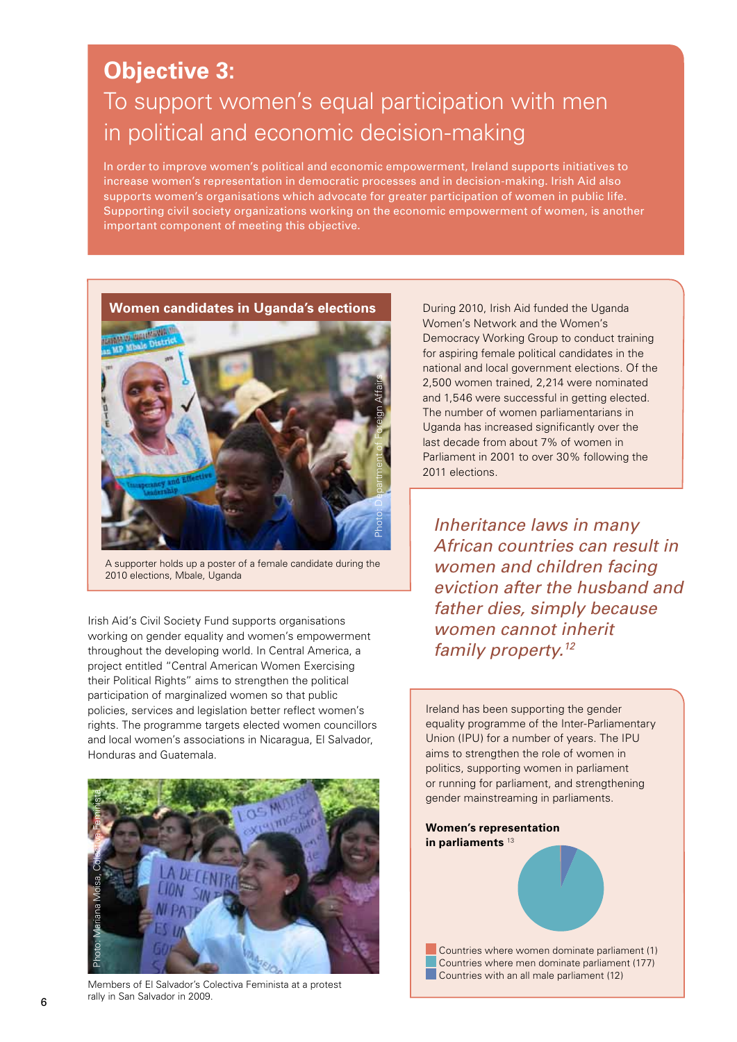# Objective 3:

## To support women's equal participation with men in political and economic decision-making

In order to improve women's political and economic empowerment, Ireland supports initiatives to increase women's representation in democratic processes and in decision-making. Irish Aid also supports women's organisations which advocate for greater participation of women in public life. Supporting civil society organizations working on the economic empowerment of women, is another important component of meeting this objective.

### Women candidates in Uganda's elections

A supporter holds up a poster of a female candidate during the 2010 elections, Mbale, Uganda

During 2010, Irish Aid funded the Uganda Women's Network and the Women's Democracy Working Group to conduct training for aspiring female political candidates in the national and local government elections. Of the 2,500 women trained, 2,214 were nominated and 1,546 were successful in getting elected. The number of women parliamentarians in Uganda has increased significantly over the last decade from about 7% of women in Parliament in 2001 to over 30% following the 2011 elections.

*Inheritance laws in many African countries can result in women and children facing eviction after the husband and father dies, simply because women cannot inherit family property.*[12]

Irish Aid's Civil Society Fund supports organisations working on gender equality and women's empowerment throughout the developing world. In Central America, a project entitled "Central American Women Exercising their Political Rights" aims to strengthen the political participation of marginalized women so that public policies, services and legislation better reflect women's rights. The programme targets elected women councillors and local women's associations in Nicaragua, El Salvador, Honduras and Guatemala.

Members of El Salvador's Colectiva Feminista at a protest rally in San Salvador in 2009.

Ireland has been supporting the gender equality programme of the Inter-Parliamentary Union (IPU) for a number of years. The IPU aims to strengthen the role of women in politics, supporting women in parliament or running for parliament, and strengthening gender mainstreaming in parliaments.

**Women's representation in parliaments** [13]

- Countries where women dominate parliament (1)
- Countries where men dominate parliament (177)
- Countries with an all male parliament (12)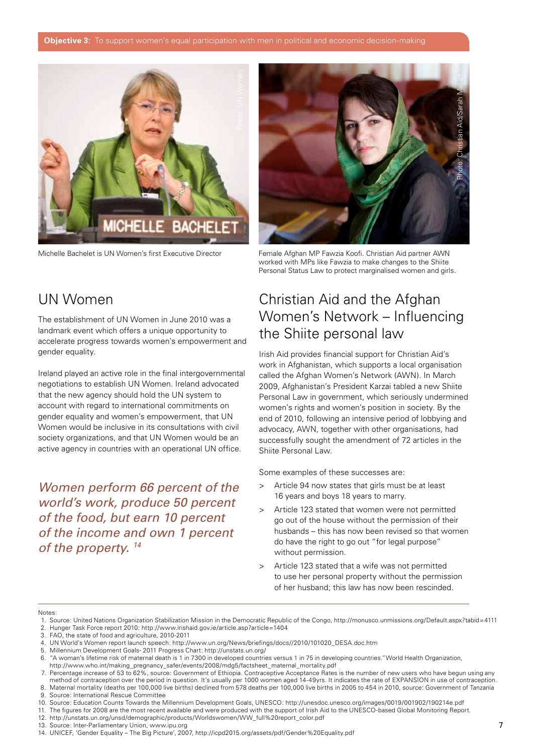**Objective 3:** To support women's equal participation with men in political and economic decision-making

Michelle Bachelet is UN Women's first Executive Director

Female Afghan MP Fawzia Koofi. Christian Aid partner AWN worked with MPs like Fawzia to make changes to the Shiite Personal Status Law to protect marginalised women and girls.

## UN Women

The establishment of UN Women in June 2010 was a landmark event which offers a unique opportunity to accelerate progress towards women's empowerment and gender equality.

Ireland played an active role in the final intergovernmental negotiations to establish UN Women. Ireland advocated that the new agency should hold the UN system to account with regard to international commitments on gender equality and women's empowerment, that UN Women would be inclusive in its consultations with civil society organizations, and that UN Women would be an active agency in countries with an operational UN office.

*Women perform 66 percent of the world's work, produce 50 percent of the food, but earn 10 percent of the income and own 1 percent of the property.* [14]

## Christian Aid and the Afghan Women's Network – Influencing the Shiite personal law

Irish Aid provides financial support for Christian Aid's work in Afghanistan, which supports a local organisation called the Afghan Women's Network (AWN). In March 2009, Afghanistan's President Karzai tabled a new Shiite Personal Law in government, which seriously undermined women's rights and women's position in society. By the end of 2010, following an intensive period of lobbying and advocacy, AWN, together with other organisations, had successfully sought the amendment of 72 articles in the Shiite Personal Law.

Some examples of these successes are:

- Article 94 now states that girls must be at least 16 years and boys 18 years to marry.
- Article 123 stated that women were not permitted go out of the house without the permission of their husbands – this has now been revised so that women do have the right to go out "for legal purpose" without permission.
- Article 123 stated that a wife was not permitted to use her personal property without the permission of her husband; this law has now been rescinded.

Notes:

1. Source: United Nations Organization Stabilization Mission in the Democratic Republic of the Congo, http://monusco.unmissions.org/Default.aspx?tabid=4111
2. Hunger Task Force report 2010: http://www.irishaid.gov.ie/article.asp?article=1404
3. FAO, the state of food and agriculture, 2010-2011
4. UN World's Women report launch speech: http://www.un.org/News/briefings/docs//2010/101020_DESA.doc.htm
5. Millennium Development Goals- 2011 Progress Chart: http://unstats.un.org/
6. "A woman's lifetime risk of maternal death is 1 in 7300 in developed countries versus 1 in 75 in developing countries." World Health Organization, http://www.who.int/making_pregnancy_safer/events/2008/mdg5/factsheet_maternal_mortality.pdf
7. Percentage increase of 53 to 62%, source: Government of Ethiopia. Contraceptive Acceptance Rates is the number of new users who have begun using any method of contraception over the period in question. It's usually per 1000 women aged 14-49yrs. It indicates the rate of EXPANSION in use of contraception.
8. Maternal mortality (deaths per 100,000 live births) declined from 578 deaths per 100,000 live births in 2005 to 454 in 2010, source: Government of Tanzania
9. Source: International Rescue Committee
10. Source: Education Counts Towards the Millennium Development Goals, UNESCO: http://unesdoc.unesco.org/images/0019/001902/190214e.pdf
11. The figures for 2008 are the most recent available and were produced with the support of Irish Aid to the UNESCO-based Global Monitoring Report.
12. http://unstats.un.org/unsd/demographic/products/Worldswomen/WW_full%20report_color.pdf
13. Source: Inter-Parliamentary Union, www.ipu.org
14. UNICEF, 'Gender Equality – The Big Picture', 2007, http://icpd2015.org/assets/pdf/Gender%20Equality.pdf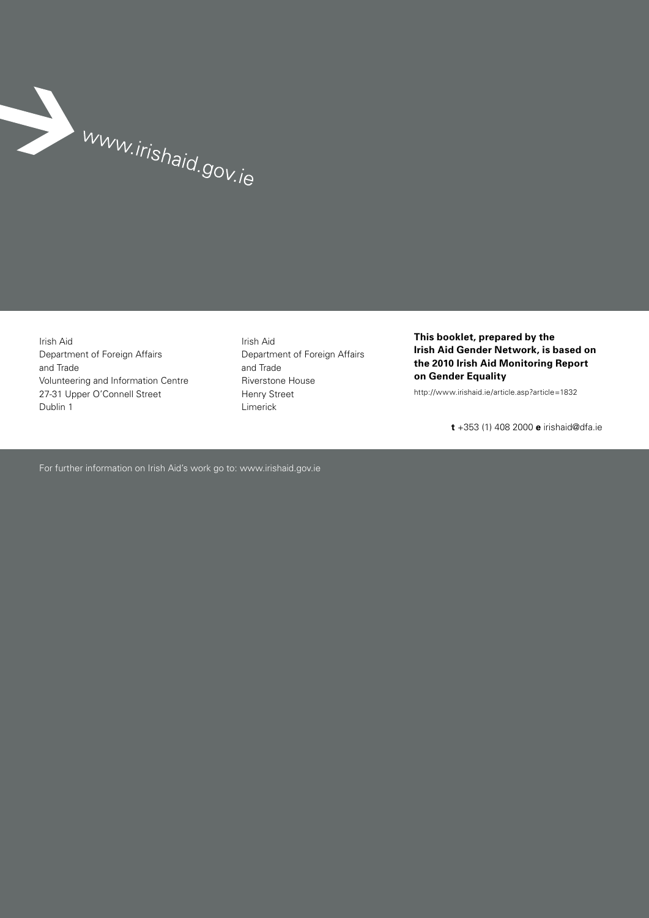www.irishaid.gov.ie

Irish Aid
Department of Foreign Affairs
and Trade
Volunteering and Information Centre
27-31 Upper O'Connell Street
Dublin 1

Irish Aid
Department of Foreign Affairs
and Trade
Riverstone House
Henry Street
Limerick

**This booklet, prepared by the Irish Aid Gender Network, is based on the 2010 Irish Aid Monitoring Report on Gender Equality**

http://www.irishaid.ie/article.asp?article=1832

**t** +353 (1) 408 2000 **e** irishaid@dfa.ie

For further information on Irish Aid's work go to: www.irishaid.gov.ie